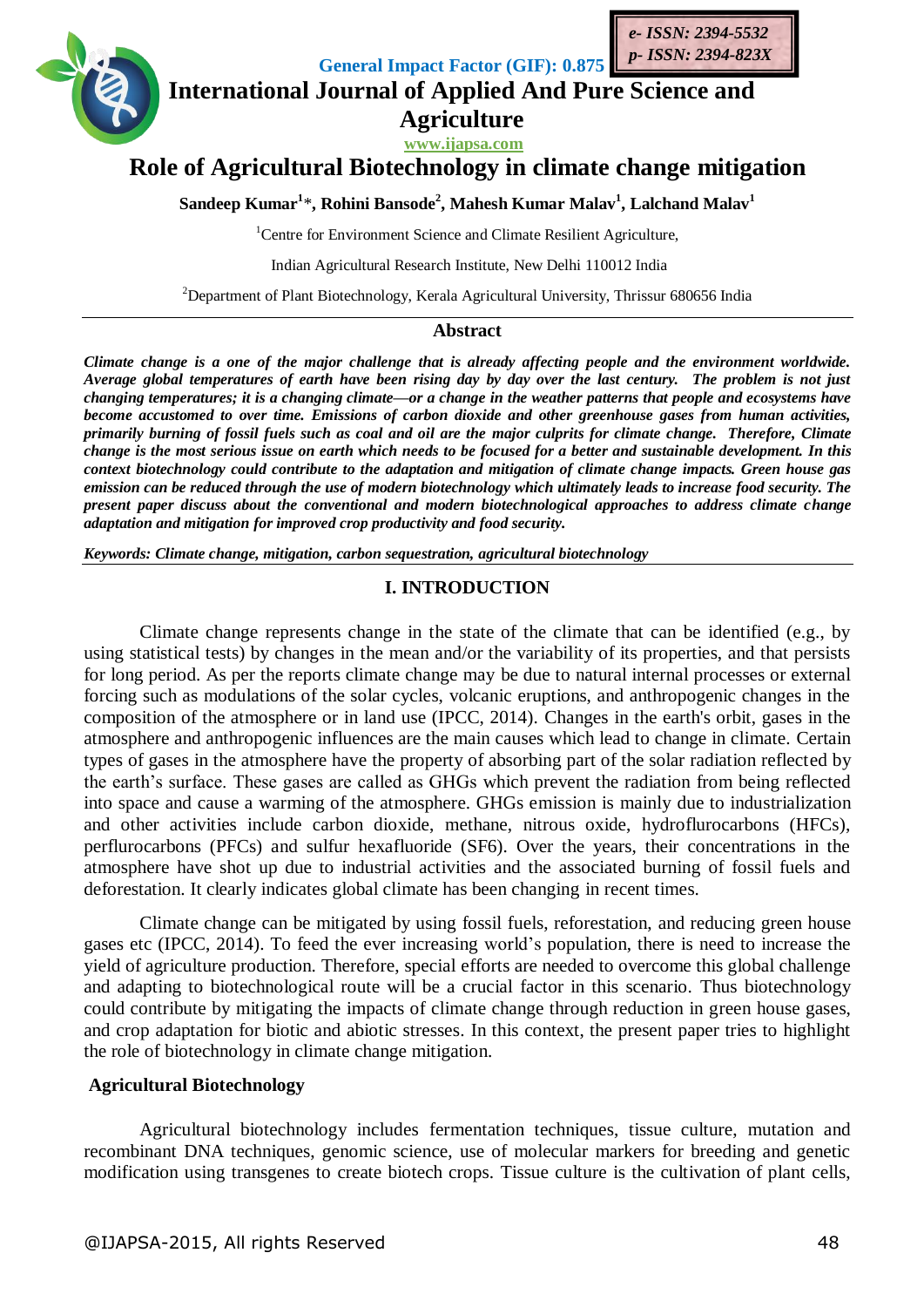General Impact Factor (GIF): 0.875

e- ISSN: 2394-5532
p- ISSN: 2394-823X

International Journal of Applied And Pure Science and Agriculture

www.ijapsa.com

# Role of Agricultural Biotechnology in climate change mitigation

**Sandeep Kumar[1]\*, Rohini Bansode[2], Mahesh Kumar Malav[1], Lalchand Malav[1]**

[1]Centre for Environment Science and Climate Resilient Agriculture,

Indian Agricultural Research Institute, New Delhi 110012 India

[2]Department of Plant Biotechnology, Kerala Agricultural University, Thrissur 680656 India

## Abstract

***Climate change is a one of the major challenge that is already affecting people and the environment worldwide. Average global temperatures of earth have been rising day by day over the last century. The problem is not just changing temperatures; it is a changing climate—or a change in the weather patterns that people and ecosystems have become accustomed to over time. Emissions of carbon dioxide and other greenhouse gases from human activities, primarily burning of fossil fuels such as coal and oil are the major culprits for climate change. Therefore, Climate change is the most serious issue on earth which needs to be focused for a better and sustainable development. In this context biotechnology could contribute to the adaptation and mitigation of climate change impacts. Green house gas emission can be reduced through the use of modern biotechnology which ultimately leads to increase food security. The present paper discuss about the conventional and modern biotechnological approaches to address climate change adaptation and mitigation for improved crop productivity and food security.***

***Keywords: Climate change, mitigation, carbon sequestration, agricultural biotechnology***

## I. INTRODUCTION

Climate change represents change in the state of the climate that can be identified (e.g., by using statistical tests) by changes in the mean and/or the variability of its properties, and that persists for long period. As per the reports climate change may be due to natural internal processes or external forcing such as modulations of the solar cycles, volcanic eruptions, and anthropogenic changes in the composition of the atmosphere or in land use (IPCC, 2014). Changes in the earth's orbit, gases in the atmosphere and anthropogenic influences are the main causes which lead to change in climate. Certain types of gases in the atmosphere have the property of absorbing part of the solar radiation reflected by the earth's surface. These gases are called as GHGs which prevent the radiation from being reflected into space and cause a warming of the atmosphere. GHGs emission is mainly due to industrialization and other activities include carbon dioxide, methane, nitrous oxide, hydroflurocarbons (HFCs), perflurocarbons (PFCs) and sulfur hexafluoride (SF6). Over the years, their concentrations in the atmosphere have shot up due to industrial activities and the associated burning of fossil fuels and deforestation. It clearly indicates global climate has been changing in recent times.

Climate change can be mitigated by using fossil fuels, reforestation, and reducing green house gases etc (IPCC, 2014). To feed the ever increasing world's population, there is need to increase the yield of agriculture production. Therefore, special efforts are needed to overcome this global challenge and adapting to biotechnological route will be a crucial factor in this scenario. Thus biotechnology could contribute by mitigating the impacts of climate change through reduction in green house gases, and crop adaptation for biotic and abiotic stresses. In this context, the present paper tries to highlight the role of biotechnology in climate change mitigation.

### Agricultural Biotechnology

Agricultural biotechnology includes fermentation techniques, tissue culture, mutation and recombinant DNA techniques, genomic science, use of molecular markers for breeding and genetic modification using transgenes to create biotech crops. Tissue culture is the cultivation of plant cells,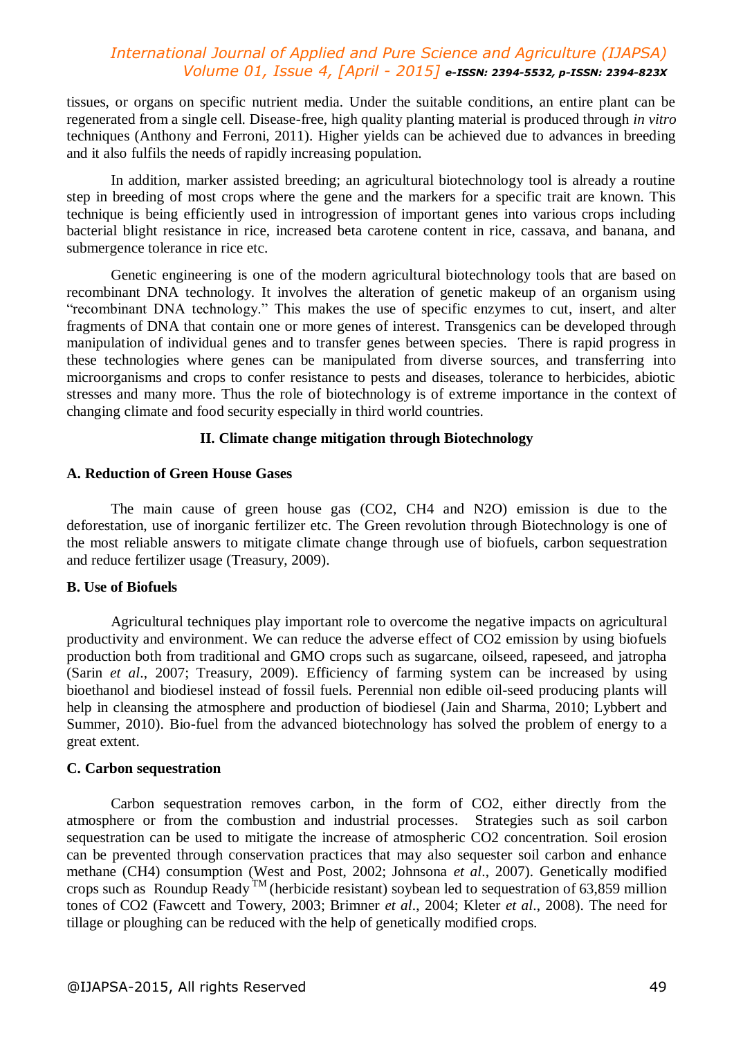tissues, or organs on specific nutrient media. Under the suitable conditions, an entire plant can be regenerated from a single cell. Disease-free, high quality planting material is produced through *in vitro* techniques (Anthony and Ferroni, 2011). Higher yields can be achieved due to advances in breeding and it also fulfils the needs of rapidly increasing population.

In addition, marker assisted breeding; an agricultural biotechnology tool is already a routine step in breeding of most crops where the gene and the markers for a specific trait are known. This technique is being efficiently used in introgression of important genes into various crops including bacterial blight resistance in rice, increased beta carotene content in rice, cassava, and banana, and submergence tolerance in rice etc.

Genetic engineering is one of the modern agricultural biotechnology tools that are based on recombinant DNA technology. It involves the alteration of genetic makeup of an organism using "recombinant DNA technology." This makes the use of specific enzymes to cut, insert, and alter fragments of DNA that contain one or more genes of interest. Transgenics can be developed through manipulation of individual genes and to transfer genes between species. There is rapid progress in these technologies where genes can be manipulated from diverse sources, and transferring into microorganisms and crops to confer resistance to pests and diseases, tolerance to herbicides, abiotic stresses and many more. Thus the role of biotechnology is of extreme importance in the context of changing climate and food security especially in third world countries.

## II. Climate change mitigation through Biotechnology

### A. Reduction of Green House Gases

The main cause of green house gas ($CO_2$, $CH_4$ and $N_2O$) emission is due to the deforestation, use of inorganic fertilizer etc. The Green revolution through Biotechnology is one of the most reliable answers to mitigate climate change through use of biofuels, carbon sequestration and reduce fertilizer usage (Treasury, 2009).

### B. Use of Biofuels

Agricultural techniques play important role to overcome the negative impacts on agricultural productivity and environment. We can reduce the adverse effect of $CO_2$ emission by using biofuels production both from traditional and GMO crops such as sugarcane, oilseed, rapeseed, and jatropha (Sarin *et al*., 2007; Treasury, 2009). Efficiency of farming system can be increased by using bioethanol and biodiesel instead of fossil fuels. Perennial non edible oil-seed producing plants will help in cleansing the atmosphere and production of biodiesel (Jain and Sharma, 2010; Lybbert and Summer, 2010). Bio-fuel from the advanced biotechnology has solved the problem of energy to a great extent.

### C. Carbon sequestration

Carbon sequestration removes carbon, in the form of $CO_2$, either directly from the atmosphere or from the combustion and industrial processes. Strategies such as soil carbon sequestration can be used to mitigate the increase of atmospheric $CO_2$ concentration. Soil erosion can be prevented through conservation practices that may also sequester soil carbon and enhance methane ($CH_4$) consumption (West and Post, 2002; Johnsona *et al*., 2007). Genetically modified crops such as Roundup Ready™ (herbicide resistant) soybean led to sequestration of 63,859 million tones of $CO_2$ (Fawcett and Towery, 2003; Brimner *et al*., 2004; Kleter *et al*., 2008). The need for tillage or ploughing can be reduced with the help of genetically modified crops.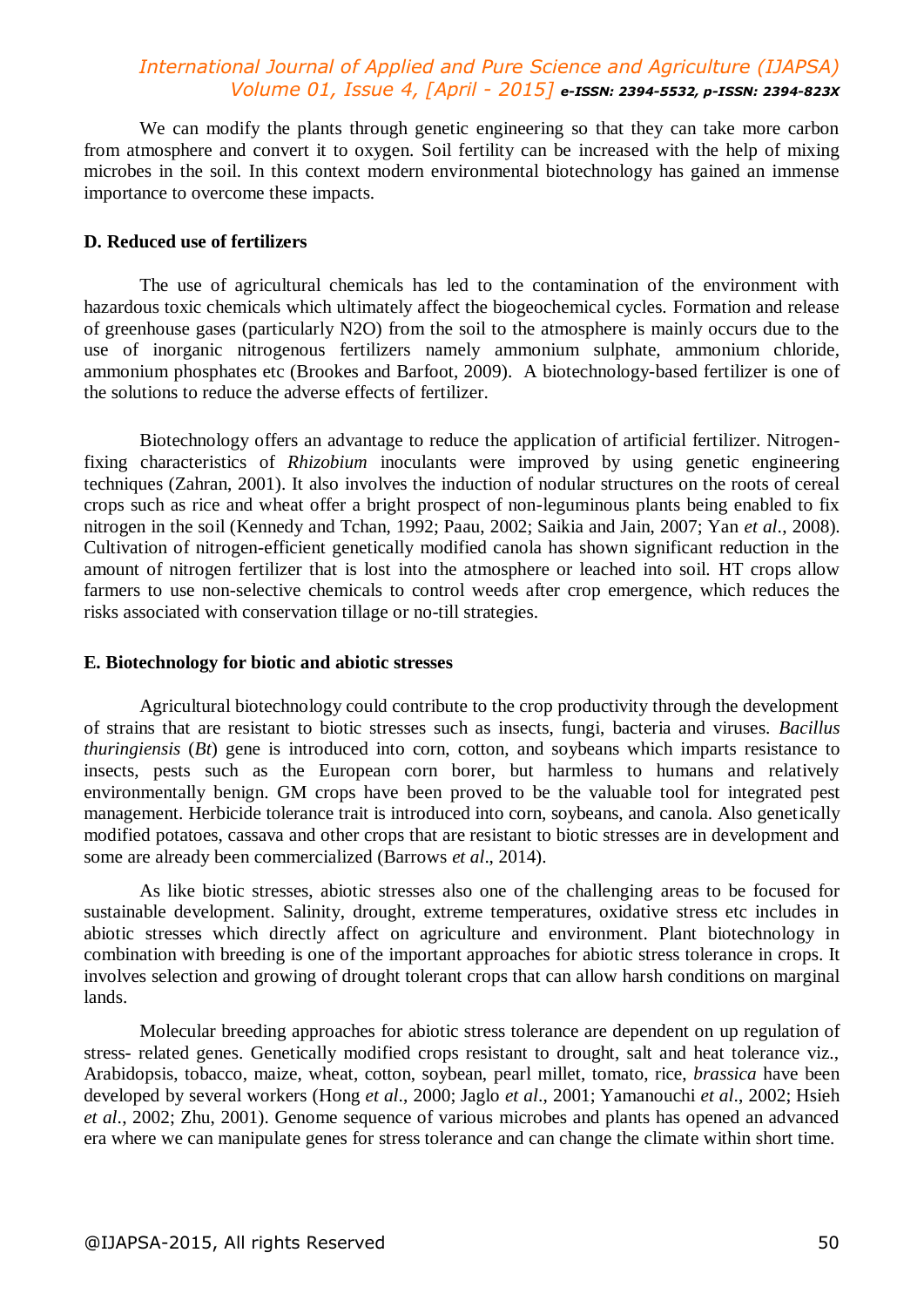We can modify the plants through genetic engineering so that they can take more carbon from atmosphere and convert it to oxygen. Soil fertility can be increased with the help of mixing microbes in the soil. In this context modern environmental biotechnology has gained an immense importance to overcome these impacts.

**D. Reduced use of fertilizers**

The use of agricultural chemicals has led to the contamination of the environment with hazardous toxic chemicals which ultimately affect the biogeochemical cycles. Formation and release of greenhouse gases (particularly $N_2O$) from the soil to the atmosphere is mainly occurs due to the use of inorganic nitrogenous fertilizers namely ammonium sulphate, ammonium chloride, ammonium phosphates etc (Brookes and Barfoot, 2009). A biotechnology-based fertilizer is one of the solutions to reduce the adverse effects of fertilizer.

Biotechnology offers an advantage to reduce the application of artificial fertilizer. Nitrogen-fixing characteristics of *Rhizobium* inoculants were improved by using genetic engineering techniques (Zahran, 2001). It also involves the induction of nodular structures on the roots of cereal crops such as rice and wheat offer a bright prospect of non-leguminous plants being enabled to fix nitrogen in the soil (Kennedy and Tchan, 1992; Paau, 2002; Saikia and Jain, 2007; Yan *et al*., 2008). Cultivation of nitrogen-efficient genetically modified canola has shown significant reduction in the amount of nitrogen fertilizer that is lost into the atmosphere or leached into soil. HT crops allow farmers to use non-selective chemicals to control weeds after crop emergence, which reduces the risks associated with conservation tillage or no-till strategies.

**E. Biotechnology for biotic and abiotic stresses**

Agricultural biotechnology could contribute to the crop productivity through the development of strains that are resistant to biotic stresses such as insects, fungi, bacteria and viruses. *Bacillus thuringiensis* (*Bt*) gene is introduced into corn, cotton, and soybeans which imparts resistance to insects, pests such as the European corn borer, but harmless to humans and relatively environmentally benign. GM crops have been proved to be the valuable tool for integrated pest management. Herbicide tolerance trait is introduced into corn, soybeans, and canola. Also genetically modified potatoes, cassava and other crops that are resistant to biotic stresses are in development and some are already been commercialized (Barrows *et al*., 2014).

As like biotic stresses, abiotic stresses also one of the challenging areas to be focused for sustainable development. Salinity, drought, extreme temperatures, oxidative stress etc includes in abiotic stresses which directly affect on agriculture and environment. Plant biotechnology in combination with breeding is one of the important approaches for abiotic stress tolerance in crops. It involves selection and growing of drought tolerant crops that can allow harsh conditions on marginal lands.

Molecular breeding approaches for abiotic stress tolerance are dependent on up regulation of stress- related genes. Genetically modified crops resistant to drought, salt and heat tolerance viz., Arabidopsis, tobacco, maize, wheat, cotton, soybean, pearl millet, tomato, rice, *brassica* have been developed by several workers (Hong *et al*., 2000; Jaglo *et al*., 2001; Yamanouchi *et al*., 2002; Hsieh *et al*., 2002; Zhu, 2001). Genome sequence of various microbes and plants has opened an advanced era where we can manipulate genes for stress tolerance and can change the climate within short time.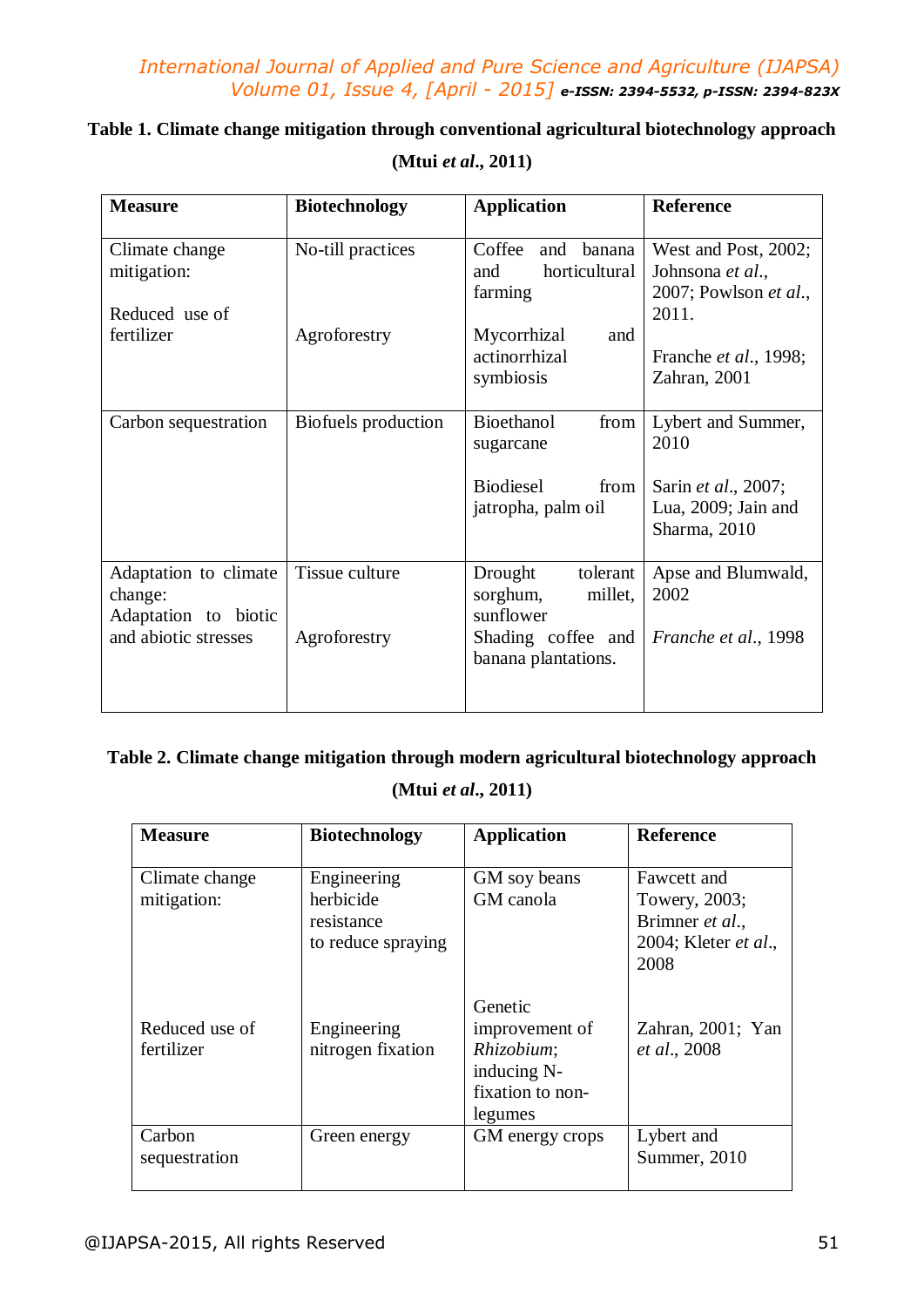**Table 1. Climate change mitigation through conventional agricultural biotechnology approach (Mtui *et al*., 2011)**

| Measure | Biotechnology | Application | Reference |
|---|---|---|---|
| Climate change mitigation: | No-till practices | Coffee and banana and horticultural farming | West and Post, 2002; Johnsona *et al*., 2007; Powlson *et al*., 2011. |
| Reduced use of fertilizer | Agroforestry | Mycorrhizal and actinorrhizal symbiosis | Franche *et al*., 1998; Zahran, 2001 |
| Carbon sequestration | Biofuels production | Bioethanol from sugarcane | Lybert and Summer, 2010 |
| | | Biodiesel from jatropha, palm oil | Sarin *et al*., 2007; Lua, 2009; Jain and Sharma, 2010 |
| Adaptation to climate change: | Tissue culture | Drought tolerant sorghum, millet, sunflower | Apse and Blumwald, 2002 |
| Adaptation to biotic and abiotic stresses | Agroforestry | Shading coffee and banana plantations. | *Franche et al*., 1998 |

**Table 2. Climate change mitigation through modern agricultural biotechnology approach (Mtui *et al*., 2011)**

| Measure | Biotechnology | Application | Reference |
|---|---|---|---|
| Climate change mitigation: | Engineering herbicide resistance to reduce spraying | GM soy beans<br>GM canola | Fawcett and Towery, 2003; Brimner *et al*., 2004; Kleter *et al*., 2008 |
| Reduced use of fertilizer | Engineering nitrogen fixation | Genetic improvement of *Rhizobium*; inducing N-fixation to non-legumes | Zahran, 2001; Yan *et al*., 2008 |
| Carbon sequestration | Green energy | GM energy crops | Lybert and Summer, 2010 |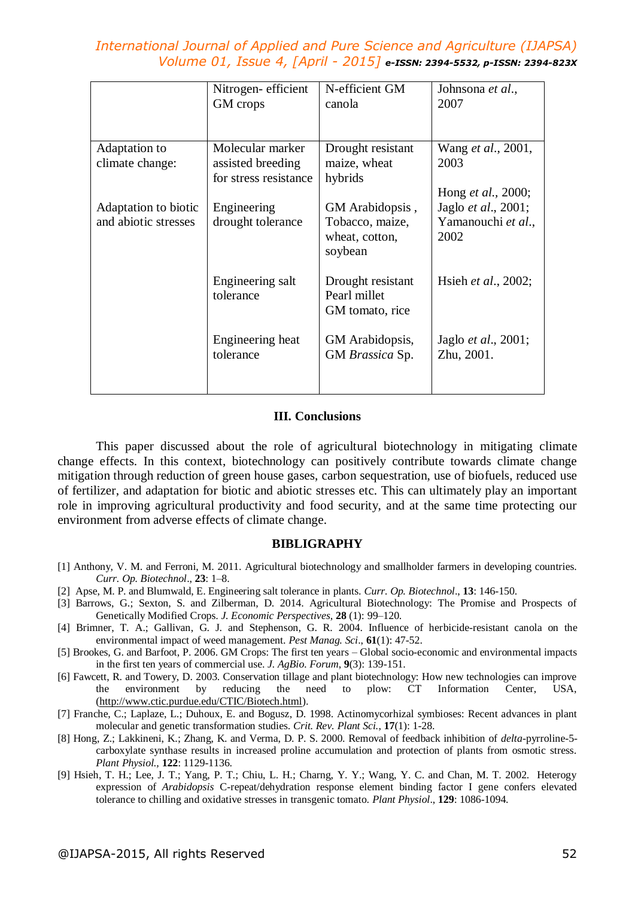| | Nitrogen- efficient GM crops | N-efficient GM canola | Johnsona *et al*., 2007 |
|---|---|---|---|
| Adaptation to climate change: | Molecular marker assisted breeding for stress resistance | Drought resistant maize, wheat hybrids | Wang *et al*., 2001, 2003 |
| Adaptation to biotic and abiotic stresses | Engineering drought tolerance | GM Arabidopsis , Tobacco, maize, wheat, cotton, soybean | Hong *et al*., 2000; Jaglo *et al*., 2001; Yamanouchi *et al*., 2002 |
| | Engineering salt tolerance | Drought resistant Pearl millet GM tomato, rice | Hsieh *et al*., 2002; |
| | Engineering heat tolerance | GM Arabidopsis, GM *Brassica* Sp. | Jaglo *et al*., 2001; Zhu, 2001. |

### III. Conclusions

This paper discussed about the role of agricultural biotechnology in mitigating climate change effects. In this context, biotechnology can positively contribute towards climate change mitigation through reduction of green house gases, carbon sequestration, use of biofuels, reduced use of fertilizer, and adaptation for biotic and abiotic stresses etc. This can ultimately play an important role in improving agricultural productivity and food security, and at the same time protecting our environment from adverse effects of climate change.

### BIBLIGRAPHY

[1] Anthony, V. M. and Ferroni, M. 2011. Agricultural biotechnology and smallholder farmers in developing countries. *Curr. Op. Biotechnol*., **23**: 1–8.

[2] Apse, M. P. and Blumwald, E. Engineering salt tolerance in plants. *Curr. Op. Biotechnol*., **13**: 146-150.

[3] Barrows, G.; Sexton, S. and Zilberman, D. 2014. Agricultural Biotechnology: The Promise and Prospects of Genetically Modified Crops. *J. Economic Perspectives*, **28** (1): 99–120.

[4] Brimner, T. A.; Gallivan, G. J. and Stephenson, G. R. 2004. Influence of herbicide-resistant canola on the environmental impact of weed management. *Pest Manag. Sci*., **61**(1): 47-52.

[5] Brookes, G. and Barfoot, P. 2006. GM Crops: The first ten years – Global socio-economic and environmental impacts in the first ten years of commercial use. *J. AgBio. Forum*, **9**(3): 139-151.

[6] Fawcett, R. and Towery, D. 2003. Conservation tillage and plant biotechnology: How new technologies can improve the environment by reducing the need to plow: CT Information Center, USA, (http://www.ctic.purdue.edu/CTIC/Biotech.html).

[7] Franche, C.; Laplaze, L.; Duhoux, E. and Bogusz, D. 1998. Actinomycorhizal symbioses: Recent advances in plant molecular and genetic transformation studies. *Crit. Rev. Plant Sci.*, **17**(1): 1-28.

[8] Hong, Z.; Lakkineni, K.; Zhang, K. and Verma, D. P. S. 2000. Removal of feedback inhibition of *delta*-pyrroline-5-carboxylate synthase results in increased proline accumulation and protection of plants from osmotic stress. *Plant Physiol.*, **122**: 1129-1136.

[9] Hsieh, T. H.; Lee, J. T.; Yang, P. T.; Chiu, L. H.; Charng, Y. Y.; Wang, Y. C. and Chan, M. T. 2002. Heterogy expression of *Arabidopsis* C-repeat/dehydration response element binding factor I gene confers elevated tolerance to chilling and oxidative stresses in transgenic tomato. *Plant Physiol*., **129**: 1086-1094.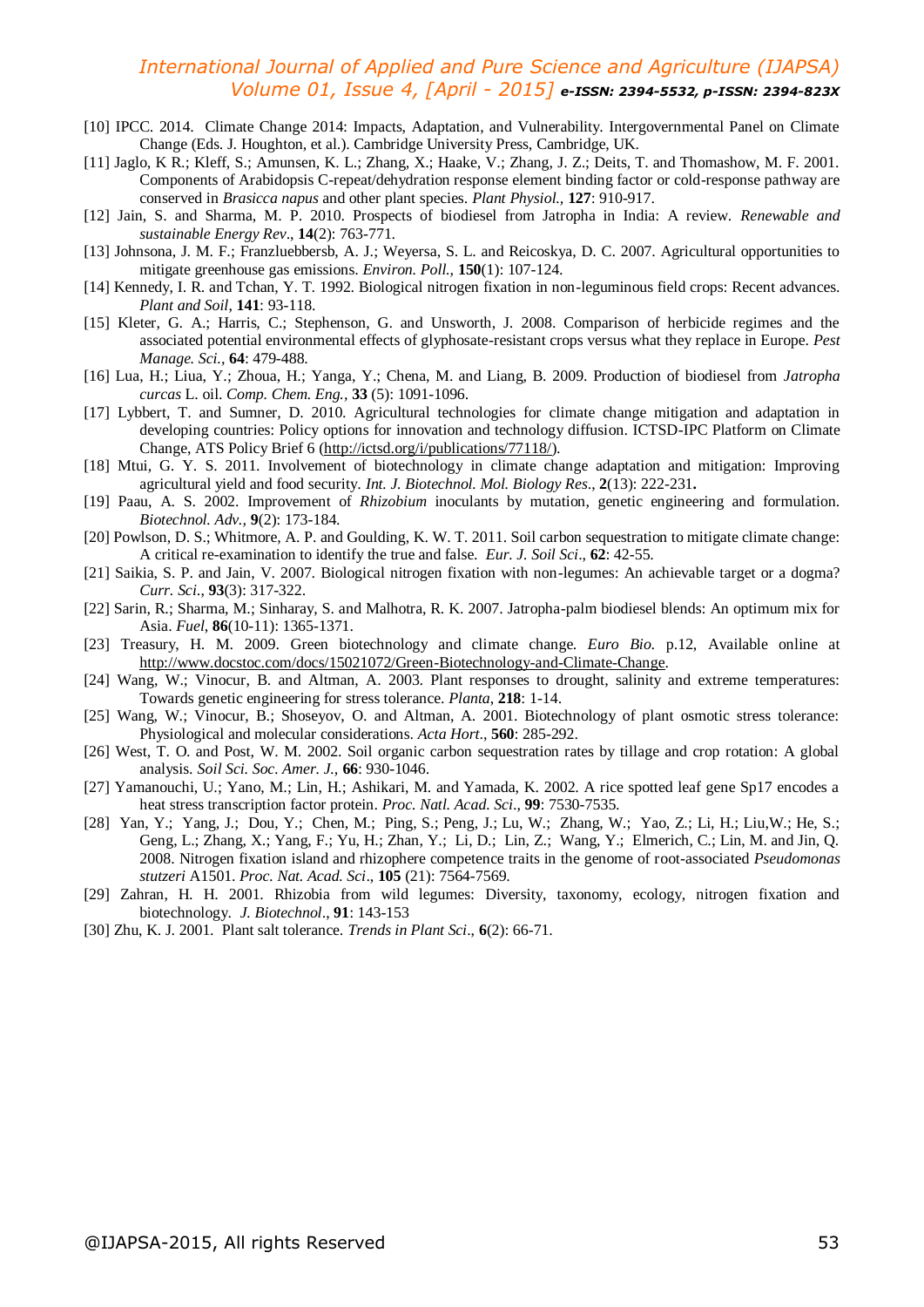[10] IPCC. 2014. Climate Change 2014: Impacts, Adaptation, and Vulnerability. Intergovernmental Panel on Climate Change (Eds. J. Houghton, et al.). Cambridge University Press, Cambridge, UK.

[11] Jaglo, K R.; Kleff, S.; Amunsen, K. L.; Zhang, X.; Haake, V.; Zhang, J. Z.; Deits, T. and Thomashow, M. F. 2001. Components of Arabidopsis C-repeat/dehydration response element binding factor or cold-response pathway are conserved in *Brasicca napus* and other plant species. *Plant Physiol.*, **127**: 910-917.

[12] Jain, S. and Sharma, M. P. 2010. Prospects of biodiesel from Jatropha in India: A review. *Renewable and sustainable Energy Rev*., **14**(2): 763-771.

[13] Johnsona, J. M. F.; Franzluebbersb, A. J.; Weyersa, S. L. and Reicoskya, D. C. 2007. Agricultural opportunities to mitigate greenhouse gas emissions. *Environ. Poll.*, **150**(1): 107-124.

[14] Kennedy, I. R. and Tchan, Y. T. 1992. Biological nitrogen fixation in non-leguminous field crops: Recent advances. *Plant and Soil*, **141**: 93-118.

[15] Kleter, G. A.; Harris, C.; Stephenson, G. and Unsworth, J. 2008. Comparison of herbicide regimes and the associated potential environmental effects of glyphosate-resistant crops versus what they replace in Europe. *Pest Manage. Sci.*, **64**: 479-488.

[16] Lua, H.; Liua, Y.; Zhoua, H.; Yanga, Y.; Chena, M. and Liang, B. 2009. Production of biodiesel from *Jatropha curcas* L. oil. *Comp. Chem. Eng.*, **33** (5): 1091-1096.

[17] Lybbert, T. and Sumner, D. 2010. Agricultural technologies for climate change mitigation and adaptation in developing countries: Policy options for innovation and technology diffusion. ICTSD-IPC Platform on Climate Change, ATS Policy Brief 6 (http://ictsd.org/i/publications/77118/).

[18] Mtui, G. Y. S. 2011. Involvement of biotechnology in climate change adaptation and mitigation: Improving agricultural yield and food security. *Int. J. Biotechnol. Mol. Biology Res*., **2**(13): 222-231**.**

[19] Paau, A. S. 2002. Improvement of *Rhizobium* inoculants by mutation, genetic engineering and formulation. *Biotechnol. Adv.*, **9**(2): 173-184.

[20] Powlson, D. S.; Whitmore, A. P. and Goulding, K. W. T. 2011. Soil carbon sequestration to mitigate climate change: A critical re-examination to identify the true and false. *Eur. J. Soil Sci*., **62**: 42-55.

[21] Saikia, S. P. and Jain, V. 2007. Biological nitrogen fixation with non-legumes: An achievable target or a dogma? *Curr. Sci.*, **93**(3): 317-322.

[22] Sarin, R.; Sharma, M.; Sinharay, S. and Malhotra, R. K. 2007. Jatropha-palm biodiesel blends: An optimum mix for Asia. *Fuel*, **86**(10-11): 1365-1371.

[23] Treasury, H. M. 2009. Green biotechnology and climate change. *Euro Bio.* p.12, Available online at http://www.docstoc.com/docs/15021072/Green-Biotechnology-and-Climate-Change.

[24] Wang, W.; Vinocur, B. and Altman, A. 2003. Plant responses to drought, salinity and extreme temperatures: Towards genetic engineering for stress tolerance. *Planta*, **218**: 1-14.

[25] Wang, W.; Vinocur, B.; Shoseyov, O. and Altman, A. 2001. Biotechnology of plant osmotic stress tolerance: Physiological and molecular considerations. *Acta Hort*., **560**: 285-292.

[26] West, T. O. and Post, W. M. 2002. Soil organic carbon sequestration rates by tillage and crop rotation: A global analysis. *Soil Sci. Soc. Amer. J.,* **66**: 930-1046.

[27] Yamanouchi, U.; Yano, M.; Lin, H.; Ashikari, M. and Yamada, K. 2002. A rice spotted leaf gene Sp17 encodes a heat stress transcription factor protein. *Proc. Natl. Acad. Sci*., **99**: 7530-7535.

[28] Yan, Y.; Yang, J.; Dou, Y.; Chen, M.; Ping, S.; Peng, J.; Lu, W.; Zhang, W.; Yao, Z.; Li, H.; Liu,W.; He, S.; Geng, L.; Zhang, X.; Yang, F.; Yu, H.; Zhan, Y.; Li, D.; Lin, Z.; Wang, Y.; Elmerich, C.; Lin, M. and Jin, Q. 2008. Nitrogen fixation island and rhizophere competence traits in the genome of root-associated *Pseudomonas stutzeri* A1501. *Proc. Nat. Acad. Sci*., **105** (21): 7564-7569.

[29] Zahran, H. H. 2001. Rhizobia from wild legumes: Diversity, taxonomy, ecology, nitrogen fixation and biotechnology. *J. Biotechnol*., **91**: 143-153

[30] Zhu, K. J. 2001. Plant salt tolerance. *Trends in Plant Sci*., **6**(2): 66-71.